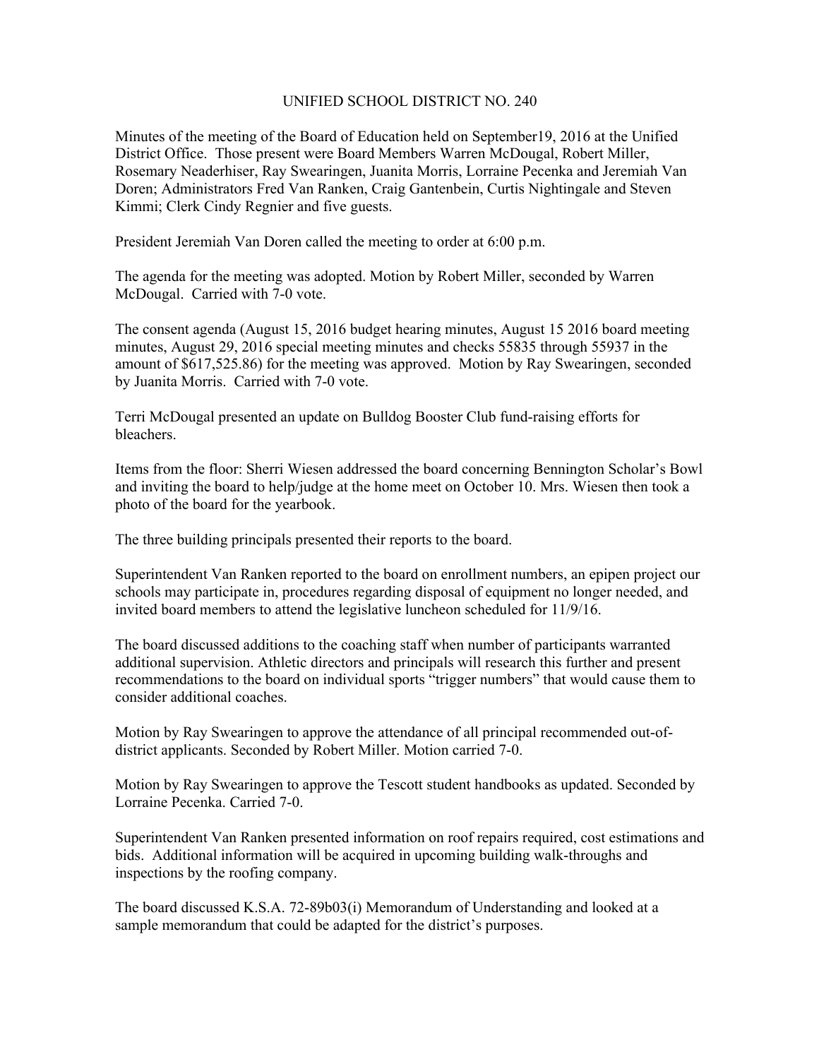# UNIFIED SCHOOL DISTRICT NO. 240

Minutes of the meeting of the Board of Education held on September19, 2016 at the Unified District Office. Those present were Board Members Warren McDougal, Robert Miller, Rosemary Neaderhiser, Ray Swearingen, Juanita Morris, Lorraine Pecenka and Jeremiah Van Doren; Administrators Fred Van Ranken, Craig Gantenbein, Curtis Nightingale and Steven Kimmi; Clerk Cindy Regnier and five guests.

President Jeremiah Van Doren called the meeting to order at 6:00 p.m.

The agenda for the meeting was adopted. Motion by Robert Miller, seconded by Warren McDougal. Carried with 7-0 vote.

The consent agenda (August 15, 2016 budget hearing minutes, August 15 2016 board meeting minutes, August 29, 2016 special meeting minutes and checks 55835 through 55937 in the amount of $617,525.86) for the meeting was approved. Motion by Ray Swearingen, seconded by Juanita Morris. Carried with 7-0 vote.

Terri McDougal presented an update on Bulldog Booster Club fund-raising efforts for bleachers.

Items from the floor: Sherri Wiesen addressed the board concerning Bennington Scholar's Bowl and inviting the board to help/judge at the home meet on October 10. Mrs. Wiesen then took a photo of the board for the yearbook.

The three building principals presented their reports to the board.

Superintendent Van Ranken reported to the board on enrollment numbers, an epipen project our schools may participate in, procedures regarding disposal of equipment no longer needed, and invited board members to attend the legislative luncheon scheduled for 11/9/16.

The board discussed additions to the coaching staff when number of participants warranted additional supervision. Athletic directors and principals will research this further and present recommendations to the board on individual sports "trigger numbers" that would cause them to consider additional coaches.

Motion by Ray Swearingen to approve the attendance of all principal recommended out-of-district applicants. Seconded by Robert Miller. Motion carried 7-0.

Motion by Ray Swearingen to approve the Tescott student handbooks as updated. Seconded by Lorraine Pecenka. Carried 7-0.

Superintendent Van Ranken presented information on roof repairs required, cost estimations and bids. Additional information will be acquired in upcoming building walk-throughs and inspections by the roofing company.

The board discussed K.S.A. 72-89b03(i) Memorandum of Understanding and looked at a sample memorandum that could be adapted for the district's purposes.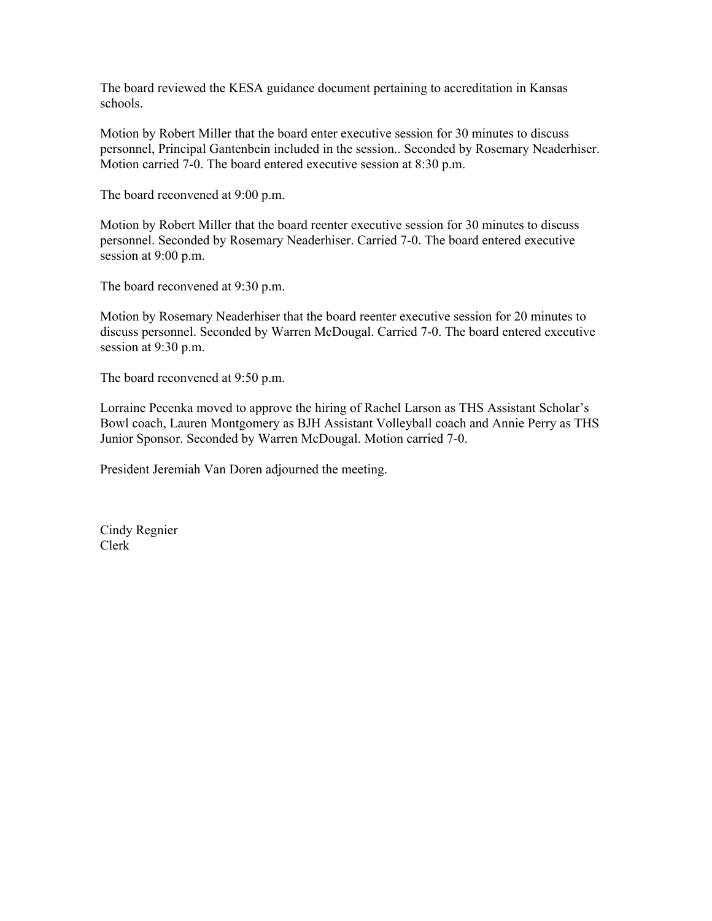The board reviewed the KESA guidance document pertaining to accreditation in Kansas schools.

Motion by Robert Miller that the board enter executive session for 30 minutes to discuss personnel, Principal Gantenbein included in the session.. Seconded by Rosemary Neaderhiser. Motion carried 7-0. The board entered executive session at 8:30 p.m.

The board reconvened at 9:00 p.m.

Motion by Robert Miller that the board reenter executive session for 30 minutes to discuss personnel. Seconded by Rosemary Neaderhiser. Carried 7-0. The board entered executive session at 9:00 p.m.

The board reconvened at 9:30 p.m.

Motion by Rosemary Neaderhiser that the board reenter executive session for 20 minutes to discuss personnel. Seconded by Warren McDougal. Carried 7-0. The board entered executive session at 9:30 p.m.

The board reconvened at 9:50 p.m.

Lorraine Pecenka moved to approve the hiring of Rachel Larson as THS Assistant Scholar's Bowl coach, Lauren Montgomery as BJH Assistant Volleyball coach and Annie Perry as THS Junior Sponsor. Seconded by Warren McDougal. Motion carried 7-0.

President Jeremiah Van Doren adjourned the meeting.

Cindy Regnier
Clerk